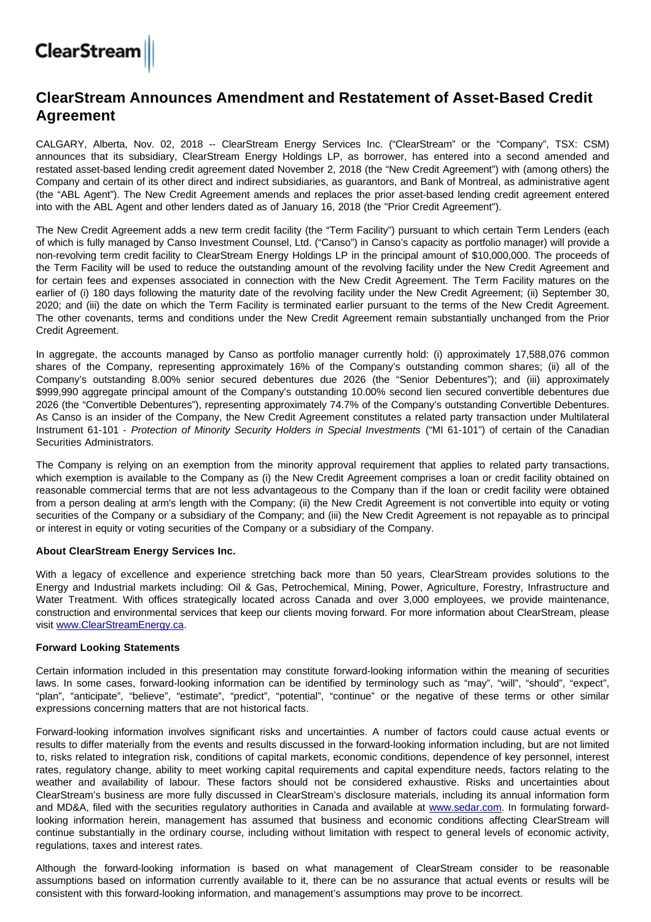# ClearStream Announces Amendment and Restatement of Asset-Based Credit Agreement

CALGARY, Alberta, Nov. 02, 2018 -- ClearStream Energy Services Inc. ("ClearStream" or the "Company", TSX: CSM) announces that its subsidiary, ClearStream Energy Holdings LP, as borrower, has entered into a second amended and restated asset-based lending credit agreement dated November 2, 2018 (the "New Credit Agreement") with (among others) the Company and certain of its other direct and indirect subsidiaries, as guarantors, and Bank of Montreal, as administrative agent (the "ABL Agent"). The New Credit Agreement amends and replaces the prior asset-based lending credit agreement entered into with the ABL Agent and other lenders dated as of January 16, 2018 (the "Prior Credit Agreement").

The New Credit Agreement adds a new term credit facility (the "Term Facility") pursuant to which certain Term Lenders (each of which is fully managed by Canso Investment Counsel, Ltd. ("Canso") in Canso's capacity as portfolio manager) will provide a non-revolving term credit facility to ClearStream Energy Holdings LP in the principal amount of $10,000,000. The proceeds of the Term Facility will be used to reduce the outstanding amount of the revolving facility under the New Credit Agreement and for certain fees and expenses associated in connection with the New Credit Agreement. The Term Facility matures on the earlier of (i) 180 days following the maturity date of the revolving facility under the New Credit Agreement; (ii) September 30, 2020; and (iii) the date on which the Term Facility is terminated earlier pursuant to the terms of the New Credit Agreement. The other covenants, terms and conditions under the New Credit Agreement remain substantially unchanged from the Prior Credit Agreement.

In aggregate, the accounts managed by Canso as portfolio manager currently hold: (i) approximately 17,588,076 common shares of the Company, representing approximately 16% of the Company's outstanding common shares; (ii) all of the Company's outstanding 8.00% senior secured debentures due 2026 (the "Senior Debentures"); and (iii) approximately $999,990 aggregate principal amount of the Company's outstanding 10.00% second lien secured convertible debentures due 2026 (the "Convertible Debentures"), representing approximately 74.7% of the Company's outstanding Convertible Debentures. As Canso is an insider of the Company, the New Credit Agreement constitutes a related party transaction under Multilateral Instrument 61-101 - *Protection of Minority Security Holders in Special Investments* ("MI 61-101") of certain of the Canadian Securities Administrators.

The Company is relying on an exemption from the minority approval requirement that applies to related party transactions, which exemption is available to the Company as (i) the New Credit Agreement comprises a loan or credit facility obtained on reasonable commercial terms that are not less advantageous to the Company than if the loan or credit facility were obtained from a person dealing at arm's length with the Company; (ii) the New Credit Agreement is not convertible into equity or voting securities of the Company or a subsidiary of the Company; and (iii) the New Credit Agreement is not repayable as to principal or interest in equity or voting securities of the Company or a subsidiary of the Company.

**About ClearStream Energy Services Inc.**

With a legacy of excellence and experience stretching back more than 50 years, ClearStream provides solutions to the Energy and Industrial markets including: Oil & Gas, Petrochemical, Mining, Power, Agriculture, Forestry, Infrastructure and Water Treatment. With offices strategically located across Canada and over 3,000 employees, we provide maintenance, construction and environmental services that keep our clients moving forward. For more information about ClearStream, please visit www.ClearStreamEnergy.ca.

**Forward Looking Statements**

Certain information included in this presentation may constitute forward-looking information within the meaning of securities laws. In some cases, forward-looking information can be identified by terminology such as "may", "will", "should", "expect", "plan", "anticipate", "believe", "estimate", "predict", "potential", "continue" or the negative of these terms or other similar expressions concerning matters that are not historical facts.

Forward-looking information involves significant risks and uncertainties. A number of factors could cause actual events or results to differ materially from the events and results discussed in the forward-looking information including, but are not limited to, risks related to integration risk, conditions of capital markets, economic conditions, dependence of key personnel, interest rates, regulatory change, ability to meet working capital requirements and capital expenditure needs, factors relating to the weather and availability of labour. These factors should not be considered exhaustive. Risks and uncertainties about ClearStream's business are more fully discussed in ClearStream's disclosure materials, including its annual information form and MD&A, filed with the securities regulatory authorities in Canada and available at www.sedar.com. In formulating forward-looking information herein, management has assumed that business and economic conditions affecting ClearStream will continue substantially in the ordinary course, including without limitation with respect to general levels of economic activity, regulations, taxes and interest rates.

Although the forward-looking information is based on what management of ClearStream consider to be reasonable assumptions based on information currently available to it, there can be no assurance that actual events or results will be consistent with this forward-looking information, and management's assumptions may prove to be incorrect.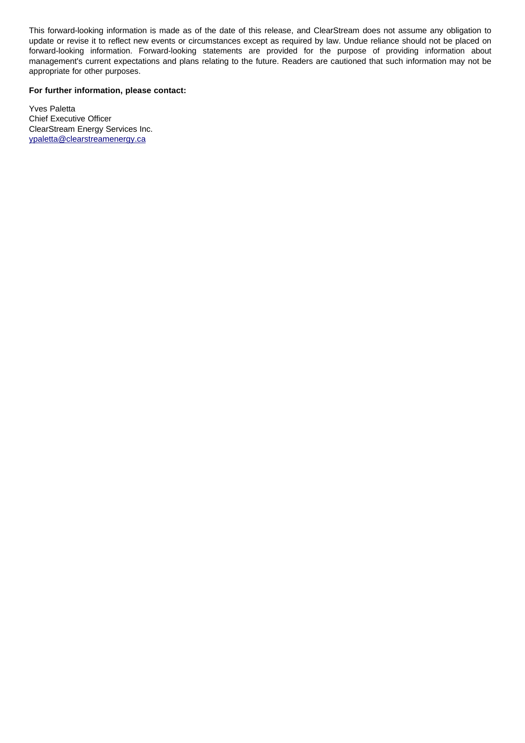This forward-looking information is made as of the date of this release, and ClearStream does not assume any obligation to update or revise it to reflect new events or circumstances except as required by law. Undue reliance should not be placed on forward-looking information. Forward-looking statements are provided for the purpose of providing information about management's current expectations and plans relating to the future. Readers are cautioned that such information may not be appropriate for other purposes.

**For further information, please contact:**

Yves Paletta
Chief Executive Officer
ClearStream Energy Services Inc.
ypaletta@clearstreamenergy.ca